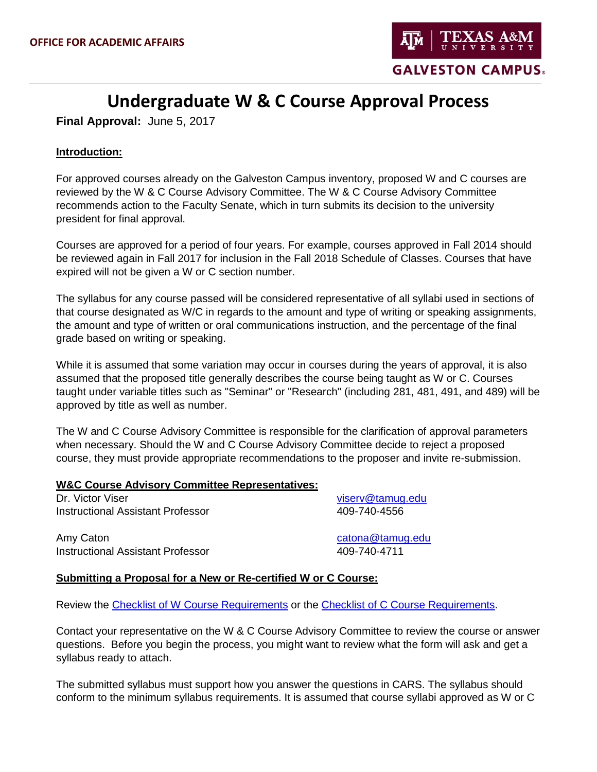OFFICE FOR ACADEMIC AFFAIRS

TEXAS A&M UNIVERSITY
GALVESTON CAMPUS

# Undergraduate W & C Course Approval Process

**Final Approval:** June 5, 2017

**Introduction:**

For approved courses already on the Galveston Campus inventory, proposed W and C courses are reviewed by the W & C Course Advisory Committee. The W & C Course Advisory Committee recommends action to the Faculty Senate, which in turn submits its decision to the university president for final approval.

Courses are approved for a period of four years. For example, courses approved in Fall 2014 should be reviewed again in Fall 2017 for inclusion in the Fall 2018 Schedule of Classes. Courses that have expired will not be given a W or C section number.

The syllabus for any course passed will be considered representative of all syllabi used in sections of that course designated as W/C in regards to the amount and type of writing or speaking assignments, the amount and type of written or oral communications instruction, and the percentage of the final grade based on writing or speaking.

While it is assumed that some variation may occur in courses during the years of approval, it is also assumed that the proposed title generally describes the course being taught as W or C. Courses taught under variable titles such as "Seminar" or "Research" (including 281, 481, 491, and 489) will be approved by title as well as number.

The W and C Course Advisory Committee is responsible for the clarification of approval parameters when necessary. Should the W and C Course Advisory Committee decide to reject a proposed course, they must provide appropriate recommendations to the proposer and invite re-submission.

**W&C Course Advisory Committee Representatives:**

Dr. Victor Viser
Instructional Assistant Professor
viserv@tamug.edu
409-740-4556

Amy Caton
Instructional Assistant Professor
catona@tamug.edu
409-740-4711

**Submitting a Proposal for a New or Re-certified W or C Course:**

Review the Checklist of W Course Requirements or the Checklist of C Course Requirements.

Contact your representative on the W & C Course Advisory Committee to review the course or answer questions. Before you begin the process, you might want to review what the form will ask and get a syllabus ready to attach.

The submitted syllabus must support how you answer the questions in CARS. The syllabus should conform to the minimum syllabus requirements. It is assumed that course syllabi approved as W or C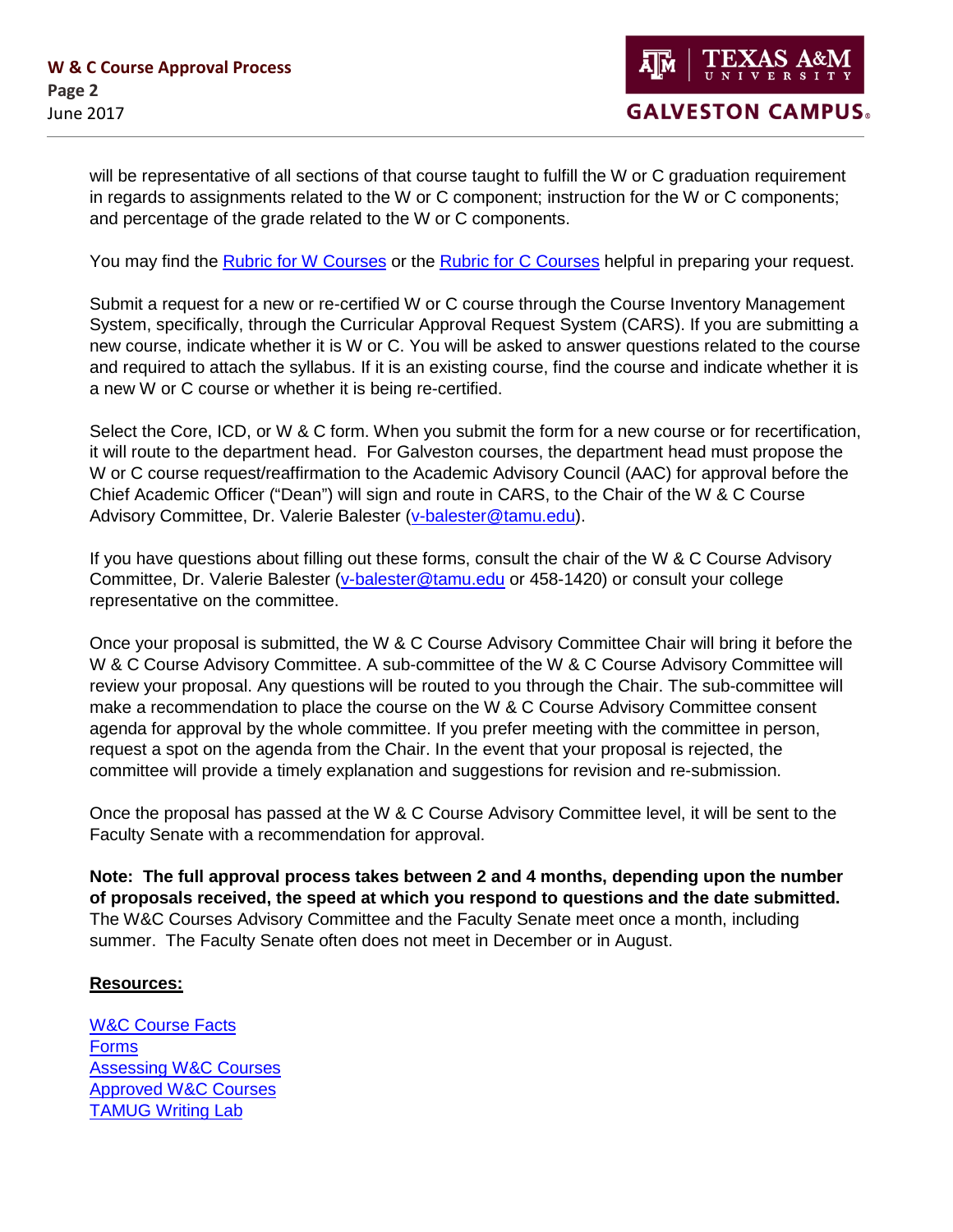will be representative of all sections of that course taught to fulfill the W or C graduation requirement in regards to assignments related to the W or C component; instruction for the W or C components; and percentage of the grade related to the W or C components.

You may find the Rubric for W Courses or the Rubric for C Courses helpful in preparing your request.

Submit a request for a new or re-certified W or C course through the Course Inventory Management System, specifically, through the Curricular Approval Request System (CARS). If you are submitting a new course, indicate whether it is W or C. You will be asked to answer questions related to the course and required to attach the syllabus. If it is an existing course, find the course and indicate whether it is a new W or C course or whether it is being re-certified.

Select the Core, ICD, or W & C form. When you submit the form for a new course or for recertification, it will route to the department head. For Galveston courses, the department head must propose the W or C course request/reaffirmation to the Academic Advisory Council (AAC) for approval before the Chief Academic Officer ("Dean") will sign and route in CARS, to the Chair of the W & C Course Advisory Committee, Dr. Valerie Balester (v-balester@tamu.edu).

If you have questions about filling out these forms, consult the chair of the W & C Course Advisory Committee, Dr. Valerie Balester (v-balester@tamu.edu or 458-1420) or consult your college representative on the committee.

Once your proposal is submitted, the W & C Course Advisory Committee Chair will bring it before the W & C Course Advisory Committee. A sub-committee of the W & C Course Advisory Committee will review your proposal. Any questions will be routed to you through the Chair. The sub-committee will make a recommendation to place the course on the W & C Course Advisory Committee consent agenda for approval by the whole committee. If you prefer meeting with the committee in person, request a spot on the agenda from the Chair. In the event that your proposal is rejected, the committee will provide a timely explanation and suggestions for revision and re-submission.

Once the proposal has passed at the W & C Course Advisory Committee level, it will be sent to the Faculty Senate with a recommendation for approval.

**Note: The full approval process takes between 2 and 4 months, depending upon the number of proposals received, the speed at which you respond to questions and the date submitted.** The W&C Courses Advisory Committee and the Faculty Senate meet once a month, including summer. The Faculty Senate often does not meet in December or in August.

**Resources:**

W&C Course Facts
Forms
Assessing W&C Courses
Approved W&C Courses
TAMUG Writing Lab